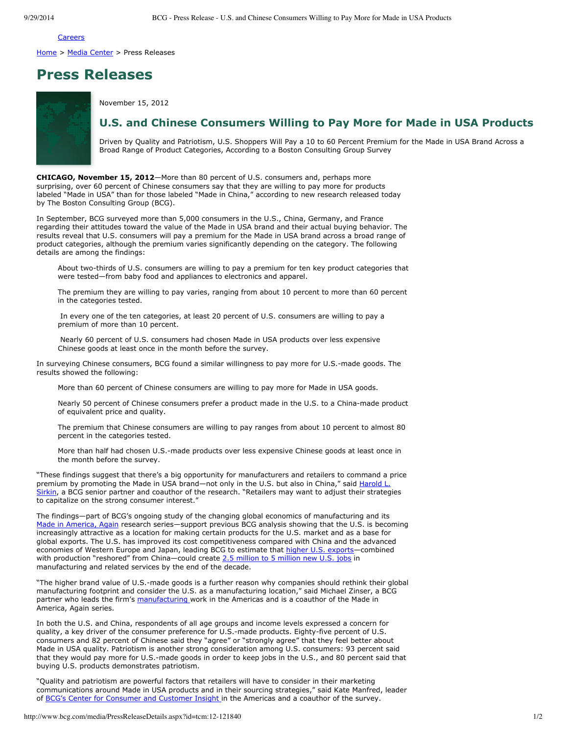Careers

Home > Media Center > Press Releases

# Press Releases

November 15, 2012

## U.S. and Chinese Consumers Willing to Pay More for Made in USA Products

Driven by Quality and Patriotism, U.S. Shoppers Will Pay a 10 to 60 Percent Premium for the Made in USA Brand Across a Broad Range of Product Categories, According to a Boston Consulting Group Survey

**CHICAGO, November 15, 2012**—More than 80 percent of U.S. consumers and, perhaps more surprising, over 60 percent of Chinese consumers say that they are willing to pay more for products labeled "Made in USA" than for those labeled "Made in China," according to new research released today by The Boston Consulting Group (BCG).

In September, BCG surveyed more than 5,000 consumers in the U.S., China, Germany, and France regarding their attitudes toward the value of the Made in USA brand and their actual buying behavior. The results reveal that U.S. consumers will pay a premium for the Made in USA brand across a broad range of product categories, although the premium varies significantly depending on the category. The following details are among the findings:

- About two-thirds of U.S. consumers are willing to pay a premium for ten key product categories that were tested—from baby food and appliances to electronics and apparel.
- The premium they are willing to pay varies, ranging from about 10 percent to more than 60 percent in the categories tested.
- In every one of the ten categories, at least 20 percent of U.S. consumers are willing to pay a premium of more than 10 percent.
- Nearly 60 percent of U.S. consumers had chosen Made in USA products over less expensive Chinese goods at least once in the month before the survey.

In surveying Chinese consumers, BCG found a similar willingness to pay more for U.S.-made goods. The results showed the following:

- More than 60 percent of Chinese consumers are willing to pay more for Made in USA goods.
- Nearly 50 percent of Chinese consumers prefer a product made in the U.S. to a China-made product of equivalent price and quality.
- The premium that Chinese consumers are willing to pay ranges from about 10 percent to almost 80 percent in the categories tested.
- More than half had chosen U.S.-made products over less expensive Chinese goods at least once in the month before the survey.

"These findings suggest that there's a big opportunity for manufacturers and retailers to command a price premium by promoting the Made in USA brand—not only in the U.S. but also in China," said Harold L. Sirkin, a BCG senior partner and coauthor of the research. "Retailers may want to adjust their strategies to capitalize on the strong consumer interest."

The findings—part of BCG's ongoing study of the changing global economics of manufacturing and its Made in America, Again research series—support previous BCG analysis showing that the U.S. is becoming increasingly attractive as a location for making certain products for the U.S. market and as a base for global exports. The U.S. has improved its cost competitiveness compared with China and the advanced economies of Western Europe and Japan, leading BCG to estimate that higher U.S. exports—combined with production "reshored" from China—could create 2.5 million to 5 million new U.S. jobs in manufacturing and related services by the end of the decade.

"The higher brand value of U.S.-made goods is a further reason why companies should rethink their global manufacturing footprint and consider the U.S. as a manufacturing location," said Michael Zinser, a BCG partner who leads the firm's manufacturing work in the Americas and is a coauthor of the Made in America, Again series.

In both the U.S. and China, respondents of all age groups and income levels expressed a concern for quality, a key driver of the consumer preference for U.S.-made products. Eighty-five percent of U.S. consumers and 82 percent of Chinese said they "agree" or "strongly agree" that they feel better about Made in USA quality. Patriotism is another strong consideration among U.S. consumers: 93 percent said that they would pay more for U.S.-made goods in order to keep jobs in the U.S., and 80 percent said that buying U.S. products demonstrates patriotism.

"Quality and patriotism are powerful factors that retailers will have to consider in their marketing communications around Made in USA products and in their sourcing strategies," said Kate Manfred, leader of BCG's Center for Consumer and Customer Insight in the Americas and a coauthor of the survey.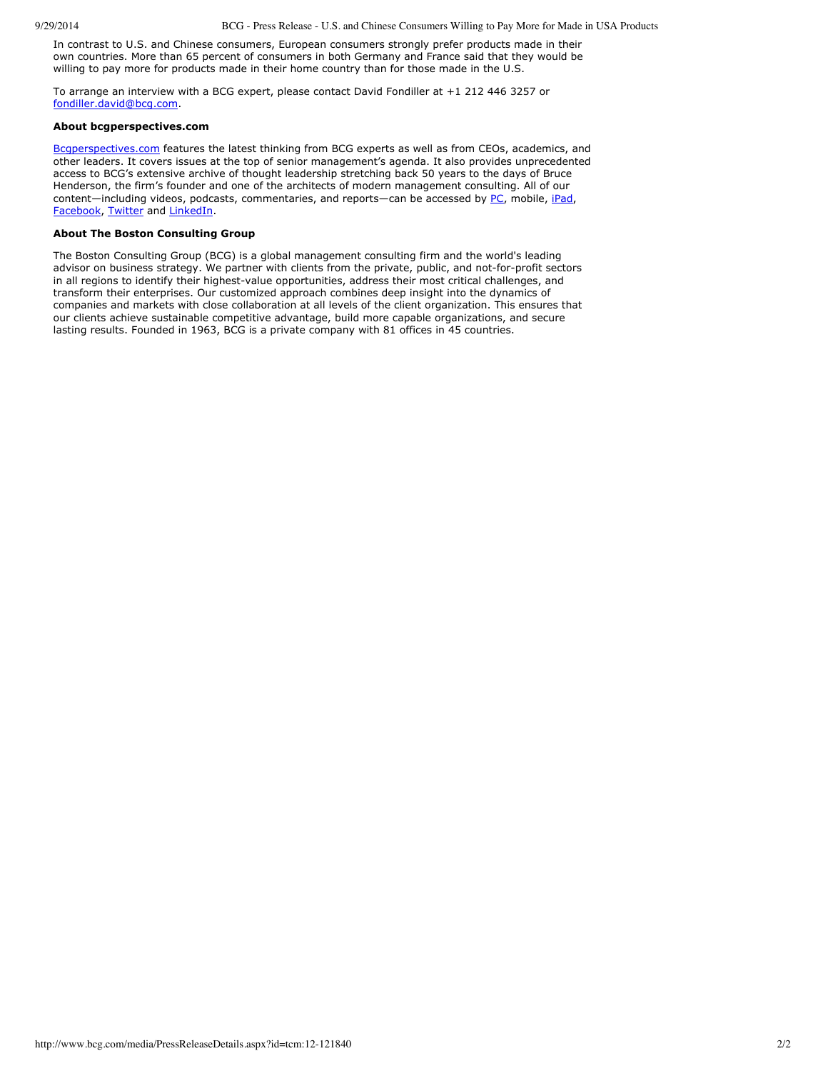In contrast to U.S. and Chinese consumers, European consumers strongly prefer products made in their own countries. More than 65 percent of consumers in both Germany and France said that they would be willing to pay more for products made in their home country than for those made in the U.S.

To arrange an interview with a BCG expert, please contact David Fondiller at +1 212 446 3257 or fondiller.david@bcg.com.

**About bcgperspectives.com**

Bcgperspectives.com features the latest thinking from BCG experts as well as from CEOs, academics, and other leaders. It covers issues at the top of senior management's agenda. It also provides unprecedented access to BCG's extensive archive of thought leadership stretching back 50 years to the days of Bruce Henderson, the firm's founder and one of the architects of modern management consulting. All of our content—including videos, podcasts, commentaries, and reports—can be accessed by PC, mobile, iPad, Facebook, Twitter and LinkedIn.

**About The Boston Consulting Group**

The Boston Consulting Group (BCG) is a global management consulting firm and the world's leading advisor on business strategy. We partner with clients from the private, public, and not-for-profit sectors in all regions to identify their highest-value opportunities, address their most critical challenges, and transform their enterprises. Our customized approach combines deep insight into the dynamics of companies and markets with close collaboration at all levels of the client organization. This ensures that our clients achieve sustainable competitive advantage, build more capable organizations, and secure lasting results. Founded in 1963, BCG is a private company with 81 offices in 45 countries.